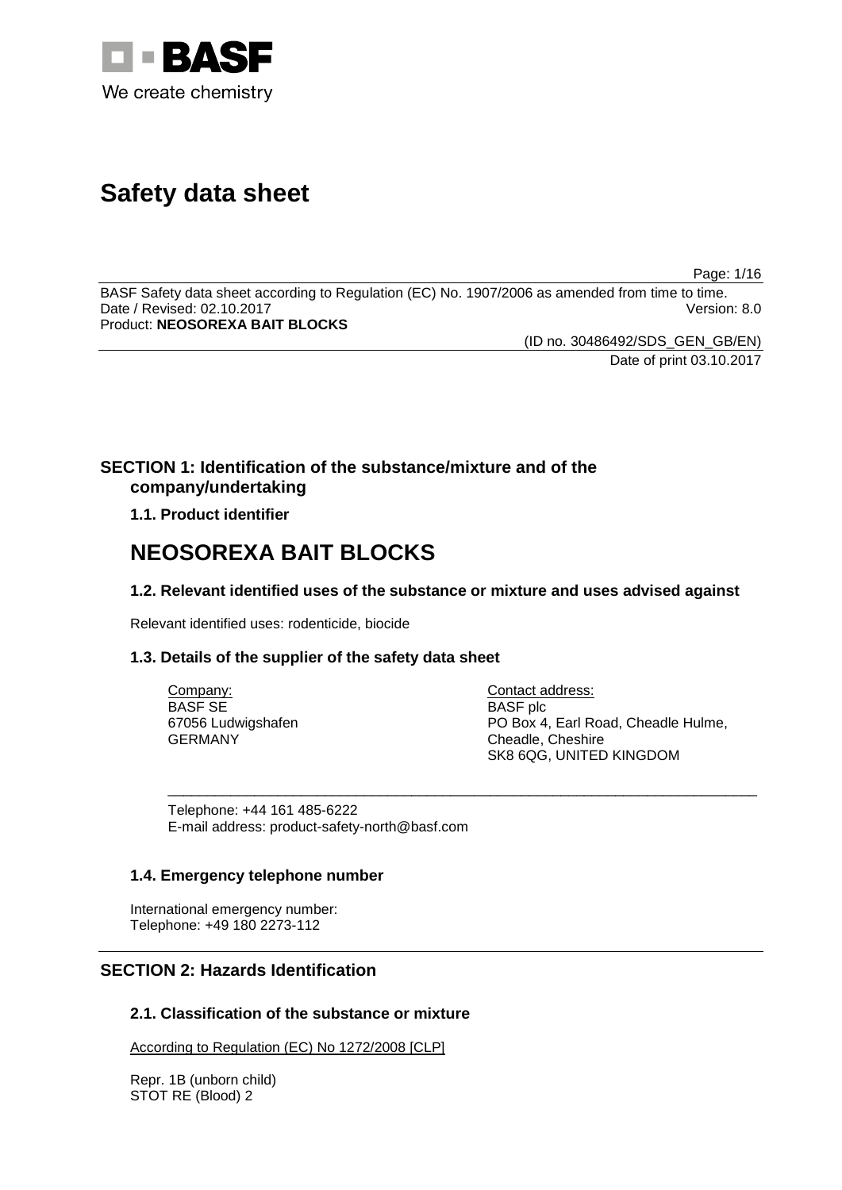BASF
We create chemistry

# Safety data sheet

BASF Safety data sheet according to Regulation (EC) No. 1907/2006 as amended from time to time.
Date / Revised: 02.10.2017 Version: 8.0
Product: **NEOSOREXA BAIT BLOCKS**

(ID no. 30486492/SDS_GEN_GB/EN)
Date of print 03.10.2017

## SECTION 1: Identification of the substance/mixture and of the company/undertaking

### 1.1. Product identifier

# NEOSOREXA BAIT BLOCKS

### 1.2. Relevant identified uses of the substance or mixture and uses advised against

Relevant identified uses: rodenticide, biocide

### 1.3. Details of the supplier of the safety data sheet

Company:
BASF SE
67056 Ludwigshafen
GERMANY

Contact address:
BASF plc
PO Box 4, Earl Road, Cheadle Hulme,
Cheadle, Cheshire
SK8 6QG, UNITED KINGDOM

Telephone: +44 161 485-6222
E-mail address: product-safety-north@basf.com

### 1.4. Emergency telephone number

International emergency number:
Telephone: +49 180 2273-112

## SECTION 2: Hazards Identification

### 2.1. Classification of the substance or mixture

According to Regulation (EC) No 1272/2008 [CLP]

Repr. 1B (unborn child)
STOT RE (Blood) 2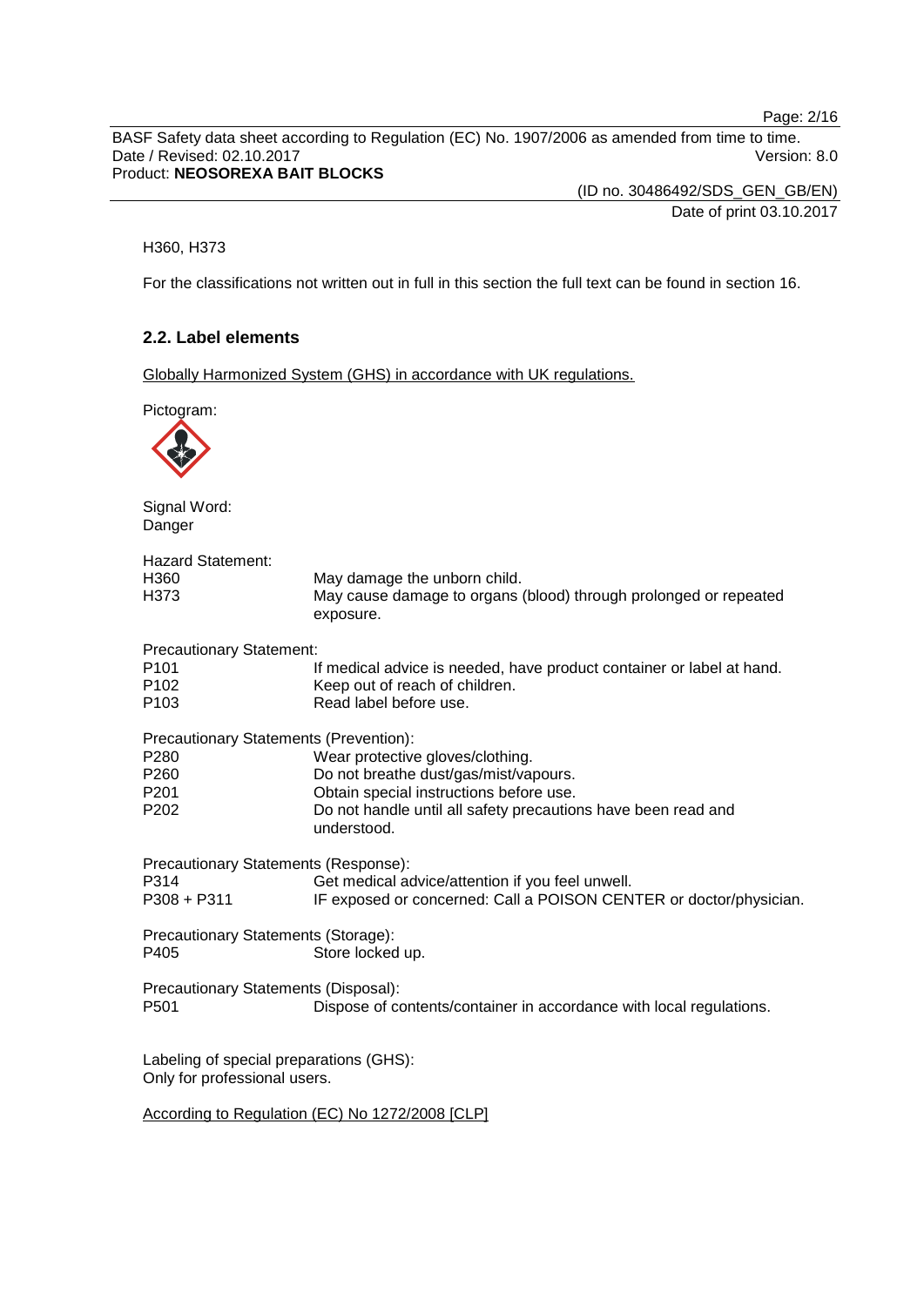H360, H373

For the classifications not written out in full in this section the full text can be found in section 16.

## 2.2. Label elements

Globally Harmonized System (GHS) in accordance with UK regulations.

Pictogram:

Signal Word:
Danger

Hazard Statement:

| | |
|---|---|
| H360 | May damage the unborn child. |
| H373 | May cause damage to organs (blood) through prolonged or repeated exposure. |

Precautionary Statement:

| | |
|---|---|
| P101 | If medical advice is needed, have product container or label at hand. |
| P102 | Keep out of reach of children. |
| P103 | Read label before use. |

Precautionary Statements (Prevention):

| | |
|---|---|
| P280 | Wear protective gloves/clothing. |
| P260 | Do not breathe dust/gas/mist/vapours. |
| P201 | Obtain special instructions before use. |
| P202 | Do not handle until all safety precautions have been read and understood. |

Precautionary Statements (Response):

| | |
|---|---|
| P314 | Get medical advice/attention if you feel unwell. |
| P308 + P311 | IF exposed or concerned: Call a POISON CENTER or doctor/physician. |

Precautionary Statements (Storage):

| | |
|---|---|
| P405 | Store locked up. |

Precautionary Statements (Disposal):

| | |
|---|---|
| P501 | Dispose of contents/container in accordance with local regulations. |

Labeling of special preparations (GHS):
Only for professional users.

According to Regulation (EC) No 1272/2008 [CLP]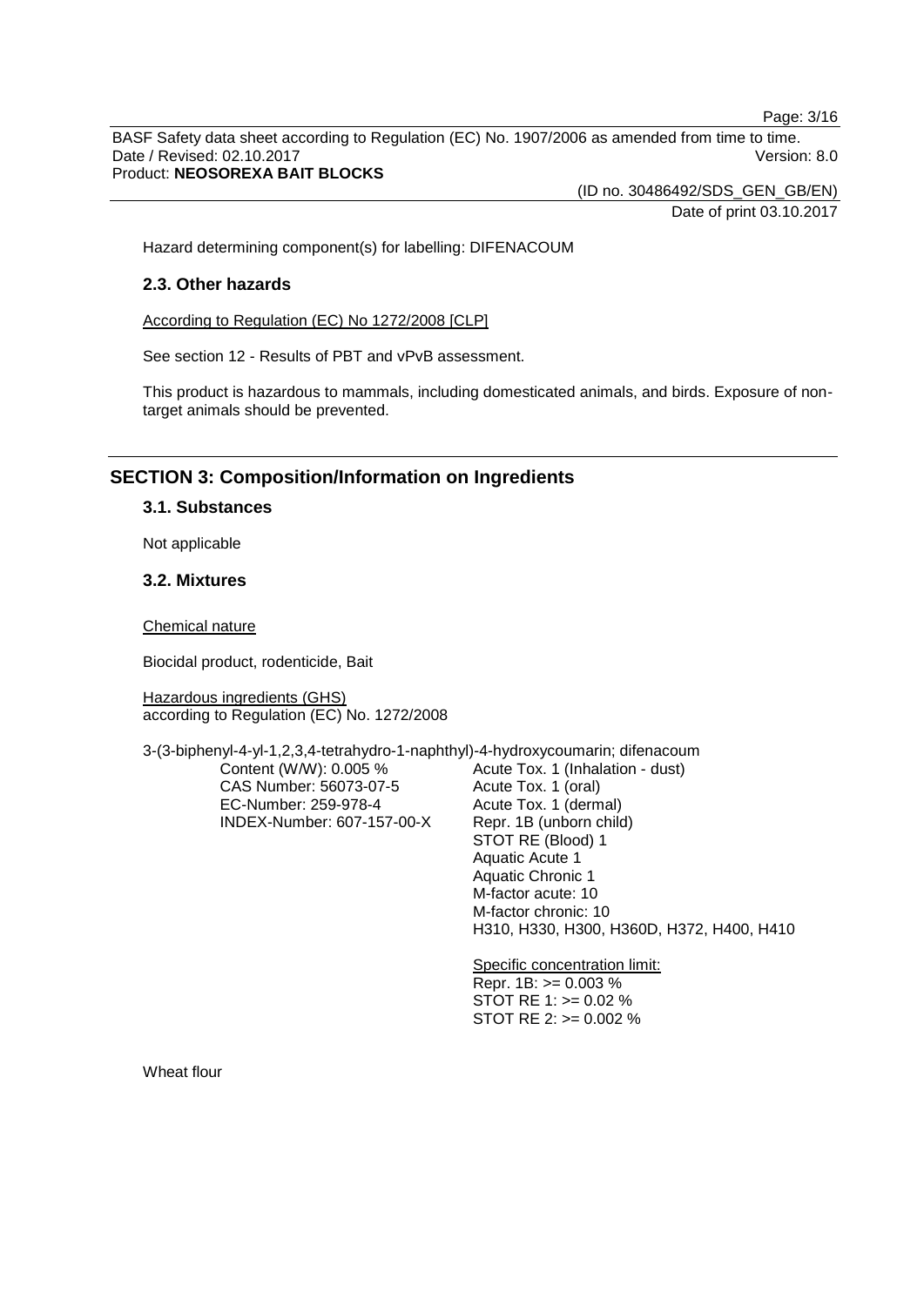Hazard determining component(s) for labelling: DIFENACOUM

### 2.3. Other hazards

According to Regulation (EC) No 1272/2008 [CLP]

See section 12 - Results of PBT and vPvB assessment.

This product is hazardous to mammals, including domesticated animals, and birds. Exposure of non-target animals should be prevented.

## SECTION 3: Composition/Information on Ingredients

### 3.1. Substances

Not applicable

### 3.2. Mixtures

Chemical nature

Biocidal product, rodenticide, Bait

Hazardous ingredients (GHS)
according to Regulation (EC) No. 1272/2008

3-(3-biphenyl-4-yl-1,2,3,4-tetrahydro-1-naphthyl)-4-hydroxycoumarin; difenacoum

| | |
|---|---|
| Content (W/W): 0.005 % | Acute Tox. 1 (Inhalation - dust) |
| CAS Number: 56073-07-5 | Acute Tox. 1 (oral) |
| EC-Number: 259-978-4 | Acute Tox. 1 (dermal) |
| INDEX-Number: 607-157-00-X | Repr. 1B (unborn child) |
| | STOT RE (Blood) 1 |
| | Aquatic Acute 1 |
| | Aquatic Chronic 1 |
| | M-factor acute: 10 |
| | M-factor chronic: 10 |
| | H310, H330, H300, H360D, H372, H400, H410 |
| | |
| | Specific concentration limit: |
| | Repr. 1B: >= 0.003 % |
| | STOT RE 1: >= 0.02 % |
| | STOT RE 2: >= 0.002 % |

Wheat flour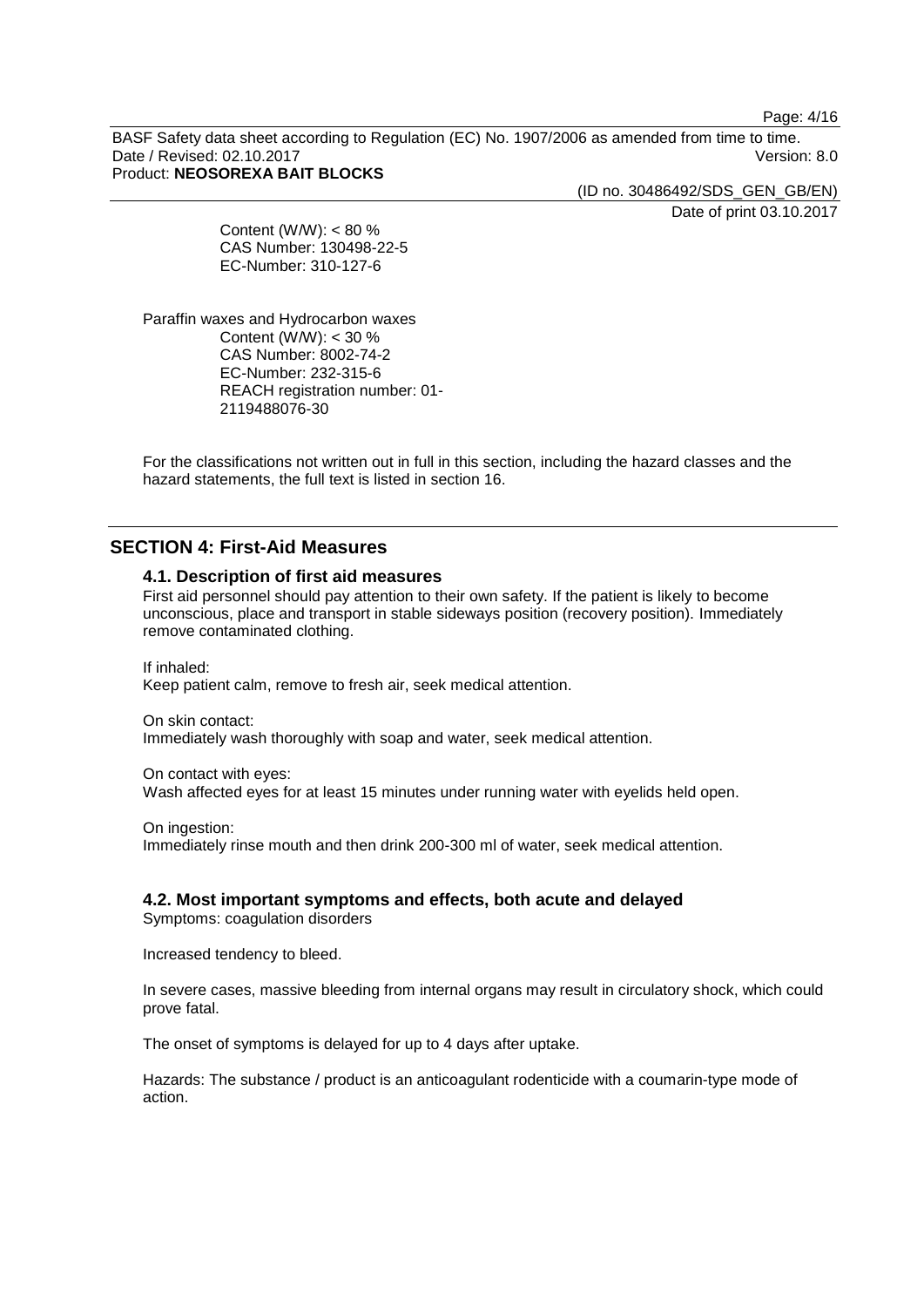Content (W/W): < 80 %
CAS Number: 130498-22-5
EC-Number: 310-127-6

Paraffin waxes and Hydrocarbon waxes
Content (W/W): < 30 %
CAS Number: 8002-74-2
EC-Number: 232-315-6
REACH registration number: 01-2119488076-30

For the classifications not written out in full in this section, including the hazard classes and the hazard statements, the full text is listed in section 16.

## SECTION 4: First-Aid Measures

### 4.1. Description of first aid measures

First aid personnel should pay attention to their own safety. If the patient is likely to become unconscious, place and transport in stable sideways position (recovery position). Immediately remove contaminated clothing.

If inhaled:
Keep patient calm, remove to fresh air, seek medical attention.

On skin contact:
Immediately wash thoroughly with soap and water, seek medical attention.

On contact with eyes:
Wash affected eyes for at least 15 minutes under running water with eyelids held open.

On ingestion:
Immediately rinse mouth and then drink 200-300 ml of water, seek medical attention.

### 4.2. Most important symptoms and effects, both acute and delayed

Symptoms: coagulation disorders

Increased tendency to bleed.

In severe cases, massive bleeding from internal organs may result in circulatory shock, which could prove fatal.

The onset of symptoms is delayed for up to 4 days after uptake.

Hazards: The substance / product is an anticoagulant rodenticide with a coumarin-type mode of action.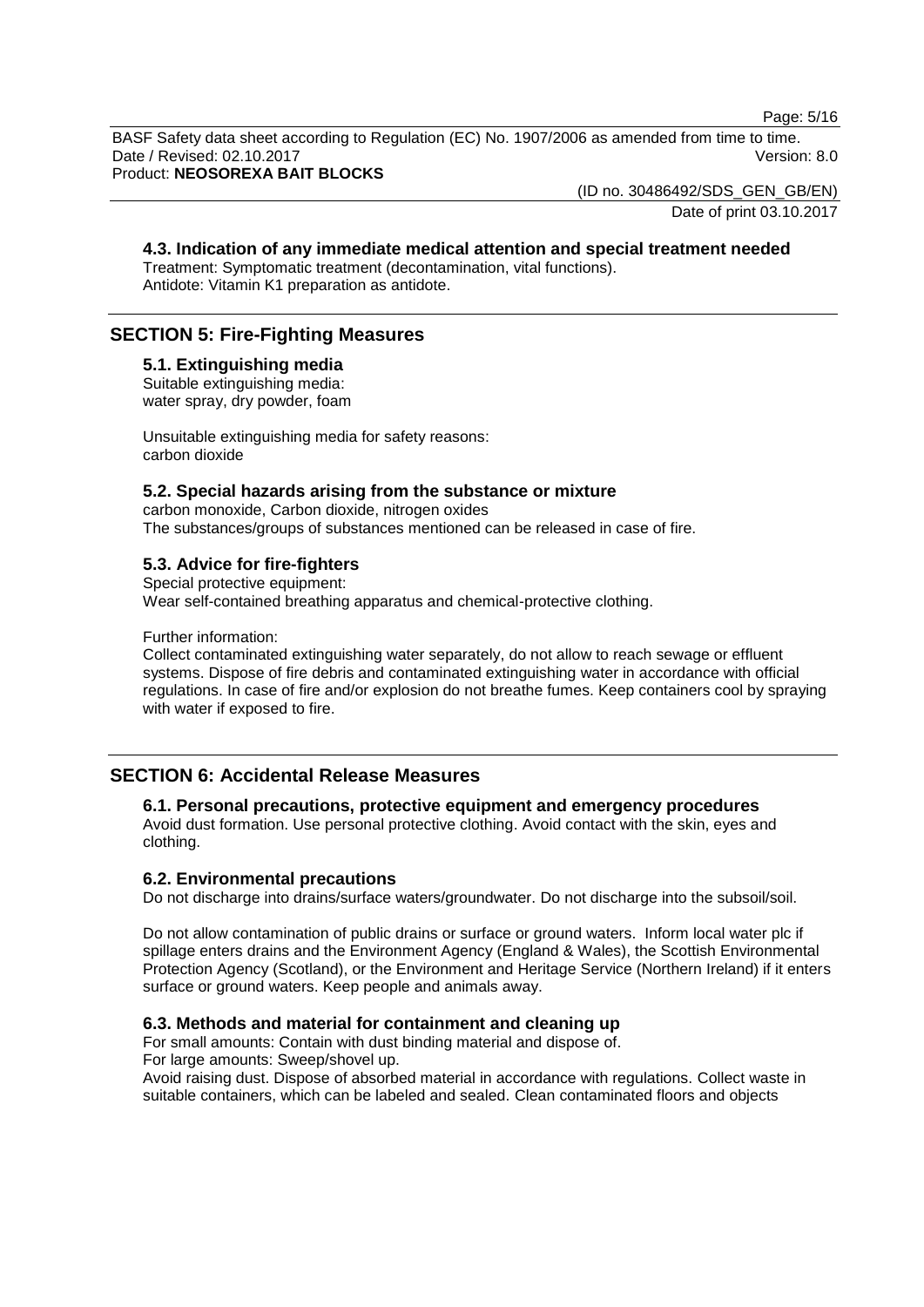### 4.3. Indication of any immediate medical attention and special treatment needed

Treatment: Symptomatic treatment (decontamination, vital functions).
Antidote: Vitamin K1 preparation as antidote.

## SECTION 5: Fire-Fighting Measures

### 5.1. Extinguishing media

Suitable extinguishing media:
water spray, dry powder, foam

Unsuitable extinguishing media for safety reasons:
carbon dioxide

### 5.2. Special hazards arising from the substance or mixture

carbon monoxide, Carbon dioxide, nitrogen oxides
The substances/groups of substances mentioned can be released in case of fire.

### 5.3. Advice for fire-fighters

Special protective equipment:
Wear self-contained breathing apparatus and chemical-protective clothing.

Further information:
Collect contaminated extinguishing water separately, do not allow to reach sewage or effluent systems. Dispose of fire debris and contaminated extinguishing water in accordance with official regulations. In case of fire and/or explosion do not breathe fumes. Keep containers cool by spraying with water if exposed to fire.

## SECTION 6: Accidental Release Measures

### 6.1. Personal precautions, protective equipment and emergency procedures

Avoid dust formation. Use personal protective clothing. Avoid contact with the skin, eyes and clothing.

### 6.2. Environmental precautions

Do not discharge into drains/surface waters/groundwater. Do not discharge into the subsoil/soil.

Do not allow contamination of public drains or surface or ground waters. Inform local water plc if spillage enters drains and the Environment Agency (England & Wales), the Scottish Environmental Protection Agency (Scotland), or the Environment and Heritage Service (Northern Ireland) if it enters surface or ground waters. Keep people and animals away.

### 6.3. Methods and material for containment and cleaning up

For small amounts: Contain with dust binding material and dispose of.
For large amounts: Sweep/shovel up.
Avoid raising dust. Dispose of absorbed material in accordance with regulations. Collect waste in suitable containers, which can be labeled and sealed. Clean contaminated floors and objects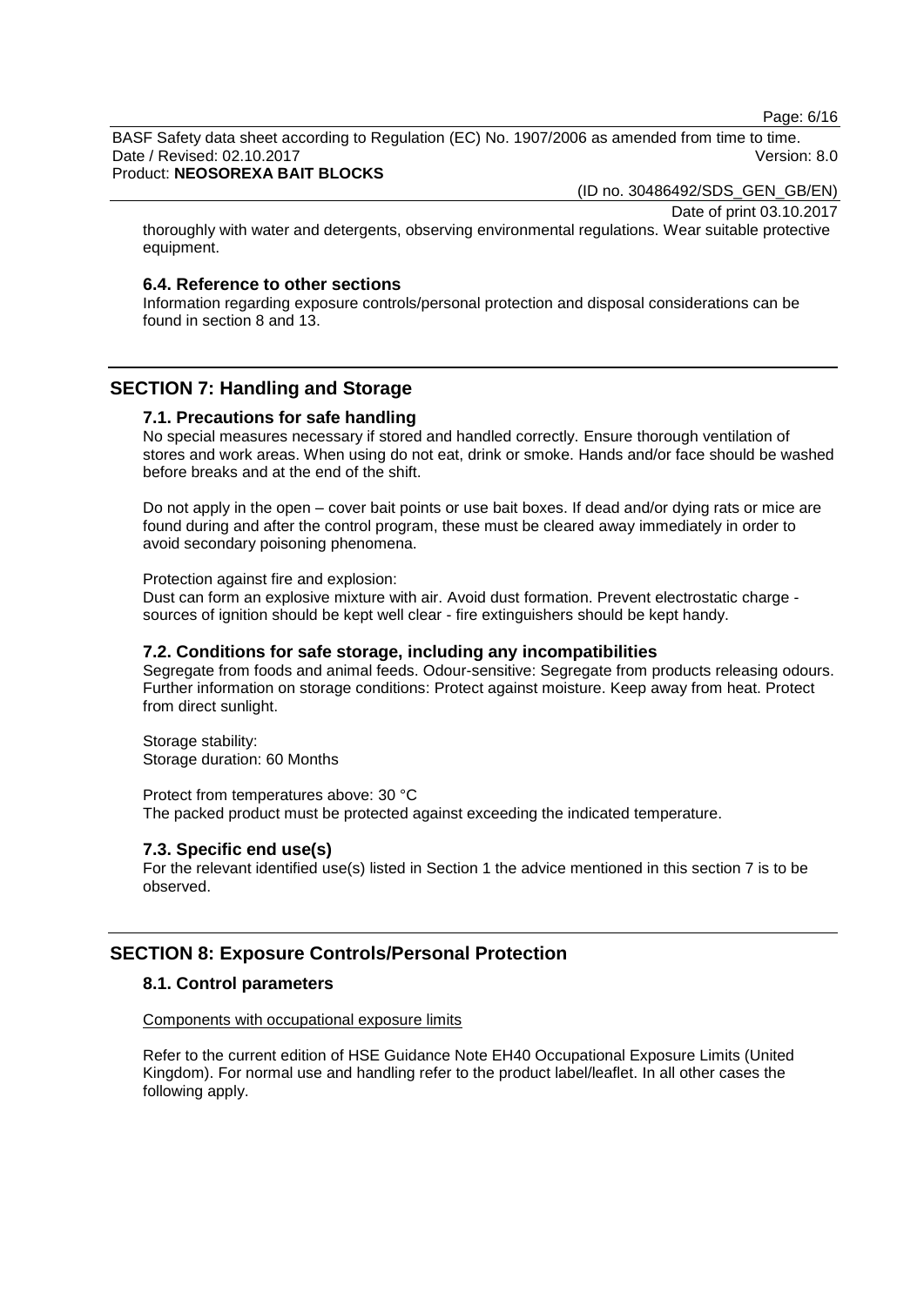thoroughly with water and detergents, observing environmental regulations. Wear suitable protective equipment.

### 6.4. Reference to other sections

Information regarding exposure controls/personal protection and disposal considerations can be found in section 8 and 13.

## SECTION 7: Handling and Storage

### 7.1. Precautions for safe handling

No special measures necessary if stored and handled correctly. Ensure thorough ventilation of stores and work areas. When using do not eat, drink or smoke. Hands and/or face should be washed before breaks and at the end of the shift.

Do not apply in the open – cover bait points or use bait boxes. If dead and/or dying rats or mice are found during and after the control program, these must be cleared away immediately in order to avoid secondary poisoning phenomena.

Protection against fire and explosion:
Dust can form an explosive mixture with air. Avoid dust formation. Prevent electrostatic charge - sources of ignition should be kept well clear - fire extinguishers should be kept handy.

### 7.2. Conditions for safe storage, including any incompatibilities

Segregate from foods and animal feeds. Odour-sensitive: Segregate from products releasing odours. Further information on storage conditions: Protect against moisture. Keep away from heat. Protect from direct sunlight.

Storage stability:
Storage duration: 60 Months

Protect from temperatures above: 30 °C
The packed product must be protected against exceeding the indicated temperature.

### 7.3. Specific end use(s)

For the relevant identified use(s) listed in Section 1 the advice mentioned in this section 7 is to be observed.

## SECTION 8: Exposure Controls/Personal Protection

### 8.1. Control parameters

Components with occupational exposure limits

Refer to the current edition of HSE Guidance Note EH40 Occupational Exposure Limits (United Kingdom). For normal use and handling refer to the product label/leaflet. In all other cases the following apply.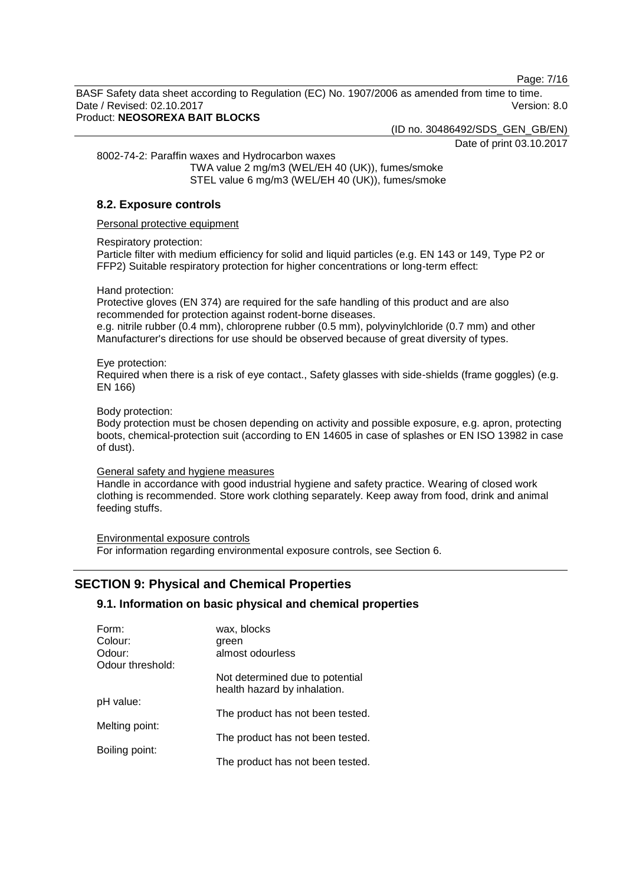8002-74-2: Paraffin waxes and Hydrocarbon waxes
TWA value 2 mg/m3 (WEL/EH 40 (UK)), fumes/smoke
STEL value 6 mg/m3 (WEL/EH 40 (UK)), fumes/smoke

### 8.2. Exposure controls

Personal protective equipment

Respiratory protection:
Particle filter with medium efficiency for solid and liquid particles (e.g. EN 143 or 149, Type P2 or FFP2) Suitable respiratory protection for higher concentrations or long-term effect:

Hand protection:
Protective gloves (EN 374) are required for the safe handling of this product and are also recommended for protection against rodent-borne diseases.
e.g. nitrile rubber (0.4 mm), chloroprene rubber (0.5 mm), polyvinylchloride (0.7 mm) and other
Manufacturer's directions for use should be observed because of great diversity of types.

Eye protection:
Required when there is a risk of eye contact., Safety glasses with side-shields (frame goggles) (e.g. EN 166)

Body protection:
Body protection must be chosen depending on activity and possible exposure, e.g. apron, protecting boots, chemical-protection suit (according to EN 14605 in case of splashes or EN ISO 13982 in case of dust).

General safety and hygiene measures
Handle in accordance with good industrial hygiene and safety practice. Wearing of closed work clothing is recommended. Store work clothing separately. Keep away from food, drink and animal feeding stuffs.

Environmental exposure controls
For information regarding environmental exposure controls, see Section 6.

## SECTION 9: Physical and Chemical Properties

### 9.1. Information on basic physical and chemical properties

| | |
|---|---|
| Form: | wax, blocks |
| Colour: | green |
| Odour: | almost odourless |
| Odour threshold: | Not determined due to potential health hazard by inhalation. |
| pH value: | The product has not been tested. |
| Melting point: | The product has not been tested. |
| Boiling point: | The product has not been tested. |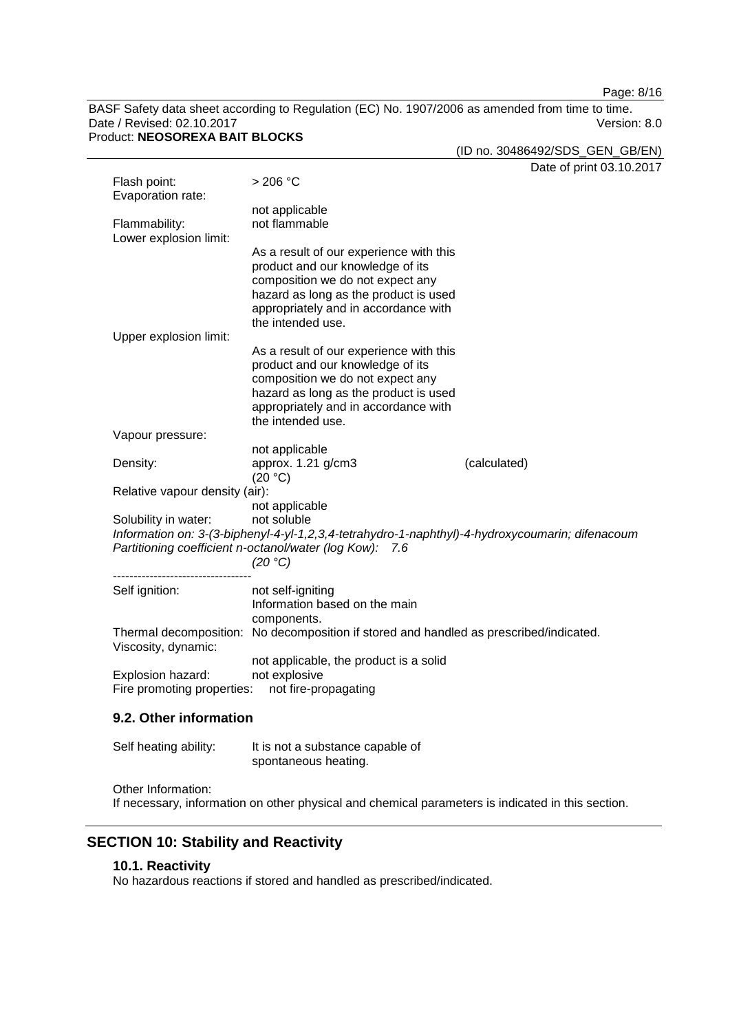| | | |
|---|---|---|
| Flash point: | > 206 °C | |
| Evaporation rate: | | |
| | not applicable | |
| Flammability: | not flammable | |
| Lower explosion limit: | | |
| | As a result of our experience with this product and our knowledge of its composition we do not expect any hazard as long as the product is used appropriately and in accordance with the intended use. | |
| Upper explosion limit: | | |
| | As a result of our experience with this product and our knowledge of its composition we do not expect any hazard as long as the product is used appropriately and in accordance with the intended use. | |
| Vapour pressure: | | |
| | not applicable | |
| Density: | approx. 1.21 g/cm3 (20 °C) | (calculated) |
| Relative vapour density (air): | | |
| | not applicable | |
| Solubility in water: | not soluble | |

*Information on: 3-(3-biphenyl-4-yl-1,2,3,4-tetrahydro-1-naphthyl)-4-hydroxycoumarin; difenacoum*
*Partitioning coefficient n-octanol/water (log Kow): 7.6*
*(20 °C)*

----------------------------------

| | |
|---|---|
| Self ignition: | not self-igniting<br>Information based on the main components. |
| Thermal decomposition: | No decomposition if stored and handled as prescribed/indicated. |
| Viscosity, dynamic: | |
| | not applicable, the product is a solid |
| Explosion hazard: | not explosive |
| Fire promoting properties: | not fire-propagating |

### 9.2. Other information

| | |
|---|---|
| Self heating ability: | It is not a substance capable of spontaneous heating. |

Other Information:
If necessary, information on other physical and chemical parameters is indicated in this section.

## SECTION 10: Stability and Reactivity

### 10.1. Reactivity

No hazardous reactions if stored and handled as prescribed/indicated.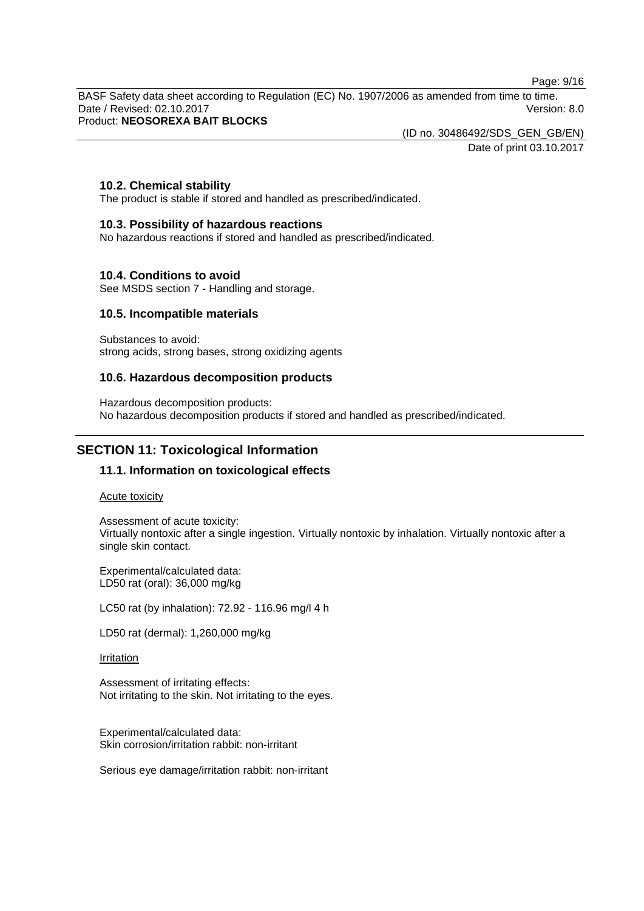### 10.2. Chemical stability

The product is stable if stored and handled as prescribed/indicated.

### 10.3. Possibility of hazardous reactions

No hazardous reactions if stored and handled as prescribed/indicated.

### 10.4. Conditions to avoid

See MSDS section 7 - Handling and storage.

### 10.5. Incompatible materials

Substances to avoid:
strong acids, strong bases, strong oxidizing agents

### 10.6. Hazardous decomposition products

Hazardous decomposition products:
No hazardous decomposition products if stored and handled as prescribed/indicated.

## SECTION 11: Toxicological Information

### 11.1. Information on toxicological effects

Acute toxicity

Assessment of acute toxicity:
Virtually nontoxic after a single ingestion. Virtually nontoxic by inhalation. Virtually nontoxic after a single skin contact.

Experimental/calculated data:
LD50 rat (oral): 36,000 mg/kg

LC50 rat (by inhalation): 72.92 - 116.96 mg/l 4 h

LD50 rat (dermal): 1,260,000 mg/kg

Irritation

Assessment of irritating effects:
Not irritating to the skin. Not irritating to the eyes.

Experimental/calculated data:
Skin corrosion/irritation rabbit: non-irritant

Serious eye damage/irritation rabbit: non-irritant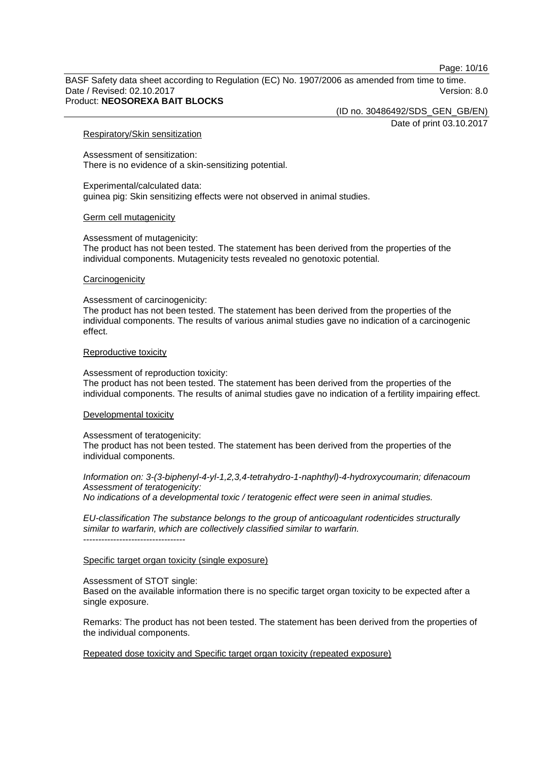#### Respiratory/Skin sensitization

Assessment of sensitization:
There is no evidence of a skin-sensitizing potential.

Experimental/calculated data:
guinea pig: Skin sensitizing effects were not observed in animal studies.

#### Germ cell mutagenicity

Assessment of mutagenicity:
The product has not been tested. The statement has been derived from the properties of the individual components. Mutagenicity tests revealed no genotoxic potential.

#### Carcinogenicity

Assessment of carcinogenicity:
The product has not been tested. The statement has been derived from the properties of the individual components. The results of various animal studies gave no indication of a carcinogenic effect.

#### Reproductive toxicity

Assessment of reproduction toxicity:
The product has not been tested. The statement has been derived from the properties of the individual components. The results of animal studies gave no indication of a fertility impairing effect.

#### Developmental toxicity

Assessment of teratogenicity:
The product has not been tested. The statement has been derived from the properties of the individual components.

*Information on: 3-(3-biphenyl-4-yl-1,2,3,4-tetrahydro-1-naphthyl)-4-hydroxycoumarin; difenacoum*
*Assessment of teratogenicity:*
*No indications of a developmental toxic / teratogenic effect were seen in animal studies.*

*EU-classification The substance belongs to the group of anticoagulant rodenticides structurally similar to warfarin, which are collectively classified similar to warfarin.*
----------------------------------

#### Specific target organ toxicity (single exposure)

Assessment of STOT single:
Based on the available information there is no specific target organ toxicity to be expected after a single exposure.

Remarks: The product has not been tested. The statement has been derived from the properties of the individual components.

#### Repeated dose toxicity and Specific target organ toxicity (repeated exposure)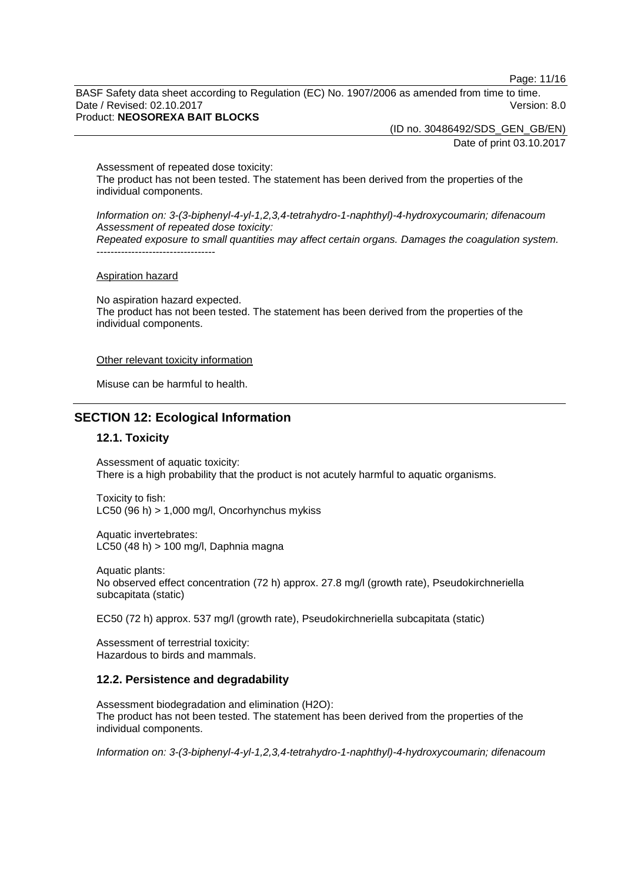Assessment of repeated dose toxicity:
The product has not been tested. The statement has been derived from the properties of the individual components.

*Information on: 3-(3-biphenyl-4-yl-1,2,3,4-tetrahydro-1-naphthyl)-4-hydroxycoumarin; difenacoum*
*Assessment of repeated dose toxicity:*
*Repeated exposure to small quantities may affect certain organs. Damages the coagulation system.*
----------------------------------

Aspiration hazard

No aspiration hazard expected.
The product has not been tested. The statement has been derived from the properties of the individual components.

Other relevant toxicity information

Misuse can be harmful to health.

## SECTION 12: Ecological Information

### 12.1. Toxicity

Assessment of aquatic toxicity:
There is a high probability that the product is not acutely harmful to aquatic organisms.

Toxicity to fish:
LC50 (96 h) > 1,000 mg/l, Oncorhynchus mykiss

Aquatic invertebrates:
LC50 (48 h) > 100 mg/l, Daphnia magna

Aquatic plants:
No observed effect concentration (72 h) approx. 27.8 mg/l (growth rate), Pseudokirchneriella subcapitata (static)

EC50 (72 h) approx. 537 mg/l (growth rate), Pseudokirchneriella subcapitata (static)

Assessment of terrestrial toxicity:
Hazardous to birds and mammals.

### 12.2. Persistence and degradability

Assessment biodegradation and elimination (H2O):
The product has not been tested. The statement has been derived from the properties of the individual components.

*Information on: 3-(3-biphenyl-4-yl-1,2,3,4-tetrahydro-1-naphthyl)-4-hydroxycoumarin; difenacoum*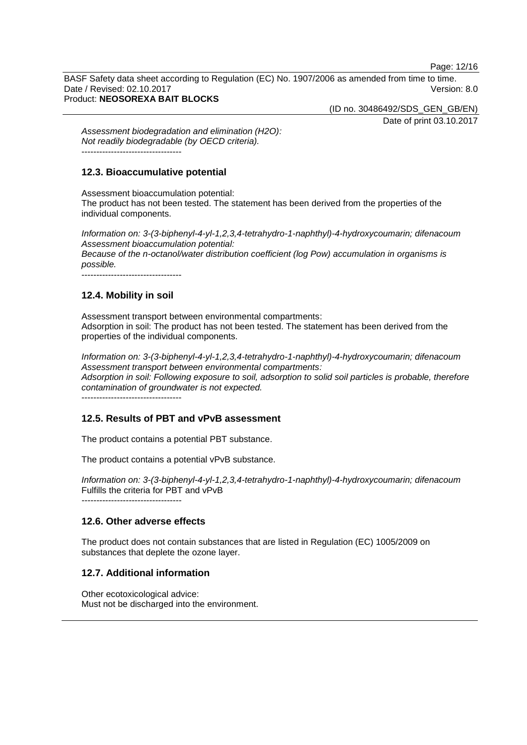*Assessment biodegradation and elimination ($H_2O$):*
*Not readily biodegradable (by OECD criteria).*

----------------------------------

## 12.3. Bioaccumulative potential

Assessment bioaccumulation potential:
The product has not been tested. The statement has been derived from the properties of the individual components.

*Information on: 3-(3-biphenyl-4-yl-1,2,3,4-tetrahydro-1-naphthyl)-4-hydroxycoumarin; difenacoum*
*Assessment bioaccumulation potential:*
*Because of the n-octanol/water distribution coefficient (log Pow) accumulation in organisms is possible.*

----------------------------------

## 12.4. Mobility in soil

Assessment transport between environmental compartments:
Adsorption in soil: The product has not been tested. The statement has been derived from the properties of the individual components.

*Information on: 3-(3-biphenyl-4-yl-1,2,3,4-tetrahydro-1-naphthyl)-4-hydroxycoumarin; difenacoum*
*Assessment transport between environmental compartments:*
*Adsorption in soil: Following exposure to soil, adsorption to solid soil particles is probable, therefore contamination of groundwater is not expected.*

----------------------------------

## 12.5. Results of PBT and vPvB assessment

The product contains a potential PBT substance.

The product contains a potential vPvB substance.

*Information on: 3-(3-biphenyl-4-yl-1,2,3,4-tetrahydro-1-naphthyl)-4-hydroxycoumarin; difenacoum*
Fulfills the criteria for PBT and vPvB

----------------------------------

## 12.6. Other adverse effects

The product does not contain substances that are listed in Regulation (EC) 1005/2009 on substances that deplete the ozone layer.

## 12.7. Additional information

Other ecotoxicological advice:
Must not be discharged into the environment.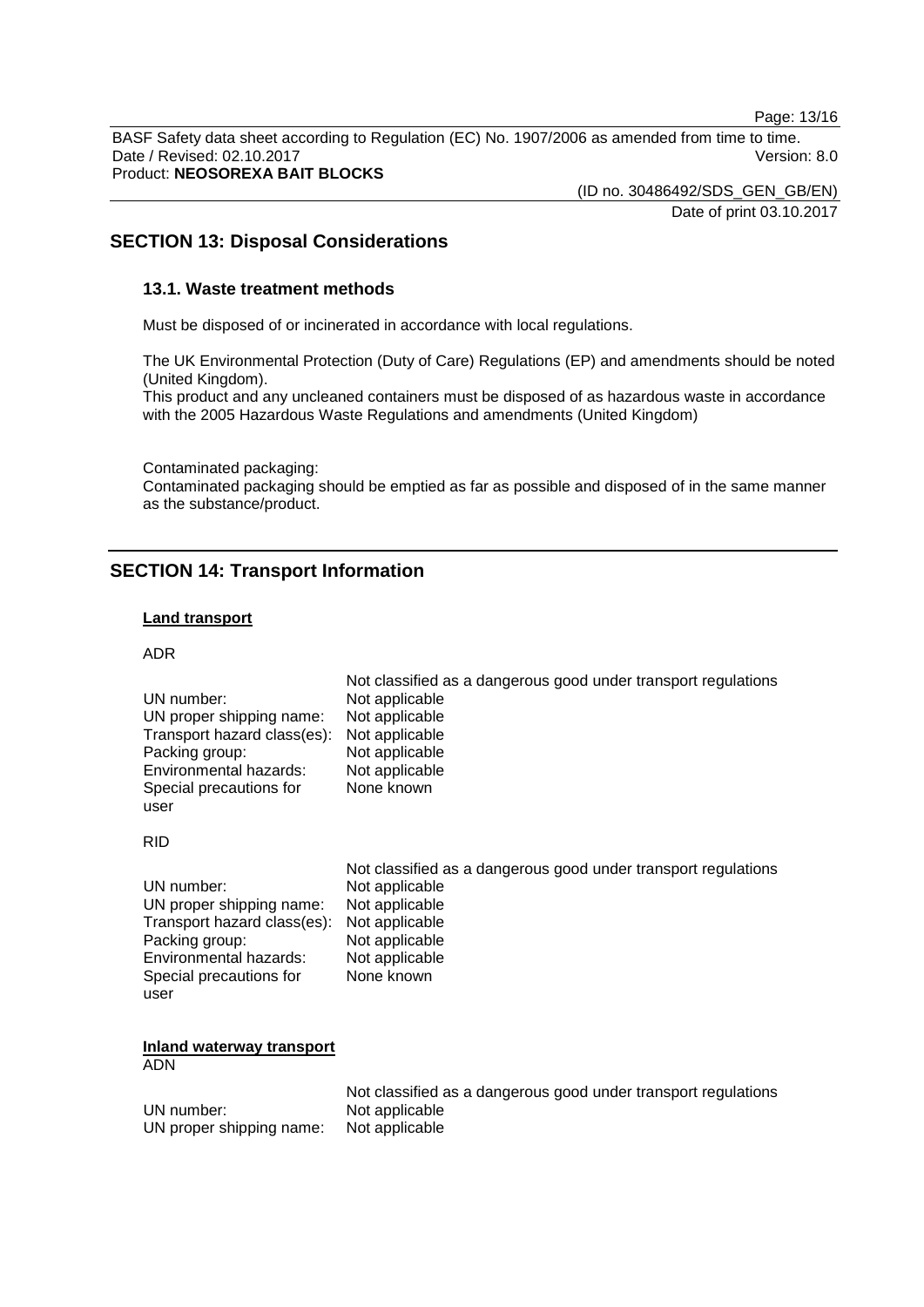## SECTION 13: Disposal Considerations

### 13.1. Waste treatment methods

Must be disposed of or incinerated in accordance with local regulations.

The UK Environmental Protection (Duty of Care) Regulations (EP) and amendments should be noted (United Kingdom).
This product and any uncleaned containers must be disposed of as hazardous waste in accordance with the 2005 Hazardous Waste Regulations and amendments (United Kingdom)

Contaminated packaging:
Contaminated packaging should be emptied as far as possible and disposed of in the same manner as the substance/product.

## SECTION 14: Transport Information

**Land transport**

ADR

| | Not classified as a dangerous good under transport regulations |
|---|---|
| UN number: | Not applicable |
| UN proper shipping name: | Not applicable |
| Transport hazard class(es): | Not applicable |
| Packing group: | Not applicable |
| Environmental hazards: | Not applicable |
| Special precautions for user | None known |

RID

| | Not classified as a dangerous good under transport regulations |
|---|---|
| UN number: | Not applicable |
| UN proper shipping name: | Not applicable |
| Transport hazard class(es): | Not applicable |
| Packing group: | Not applicable |
| Environmental hazards: | Not applicable |
| Special precautions for user | None known |

**Inland waterway transport**
ADN

| | Not classified as a dangerous good under transport regulations |
|---|---|
| UN number: | Not applicable |
| UN proper shipping name: | Not applicable |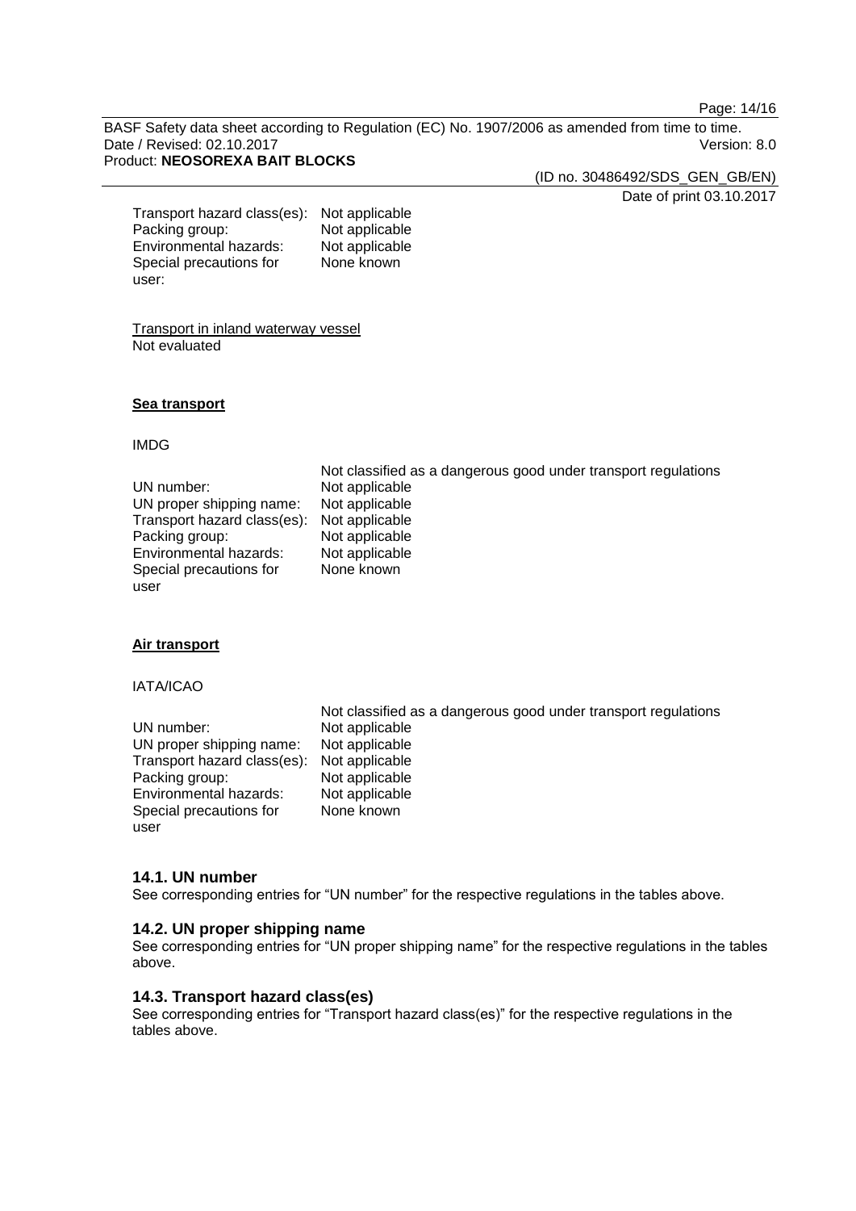| | |
|---|---|
| Transport hazard class(es): | Not applicable |
| Packing group: | Not applicable |
| Environmental hazards: | Not applicable |
| Special precautions for user: | None known |

Transport in inland waterway vessel
Not evaluated

**Sea transport**

IMDG

| | |
|---|---|
| | Not classified as a dangerous good under transport regulations |
| UN number: | Not applicable |
| UN proper shipping name: | Not applicable |
| Transport hazard class(es): | Not applicable |
| Packing group: | Not applicable |
| Environmental hazards: | Not applicable |
| Special precautions for user | None known |

**Air transport**

IATA/ICAO

| | |
|---|---|
| | Not classified as a dangerous good under transport regulations |
| UN number: | Not applicable |
| UN proper shipping name: | Not applicable |
| Transport hazard class(es): | Not applicable |
| Packing group: | Not applicable |
| Environmental hazards: | Not applicable |
| Special precautions for user | None known |

### 14.1. UN number

See corresponding entries for "UN number" for the respective regulations in the tables above.

### 14.2. UN proper shipping name

See corresponding entries for "UN proper shipping name" for the respective regulations in the tables above.

### 14.3. Transport hazard class(es)

See corresponding entries for "Transport hazard class(es)" for the respective regulations in the tables above.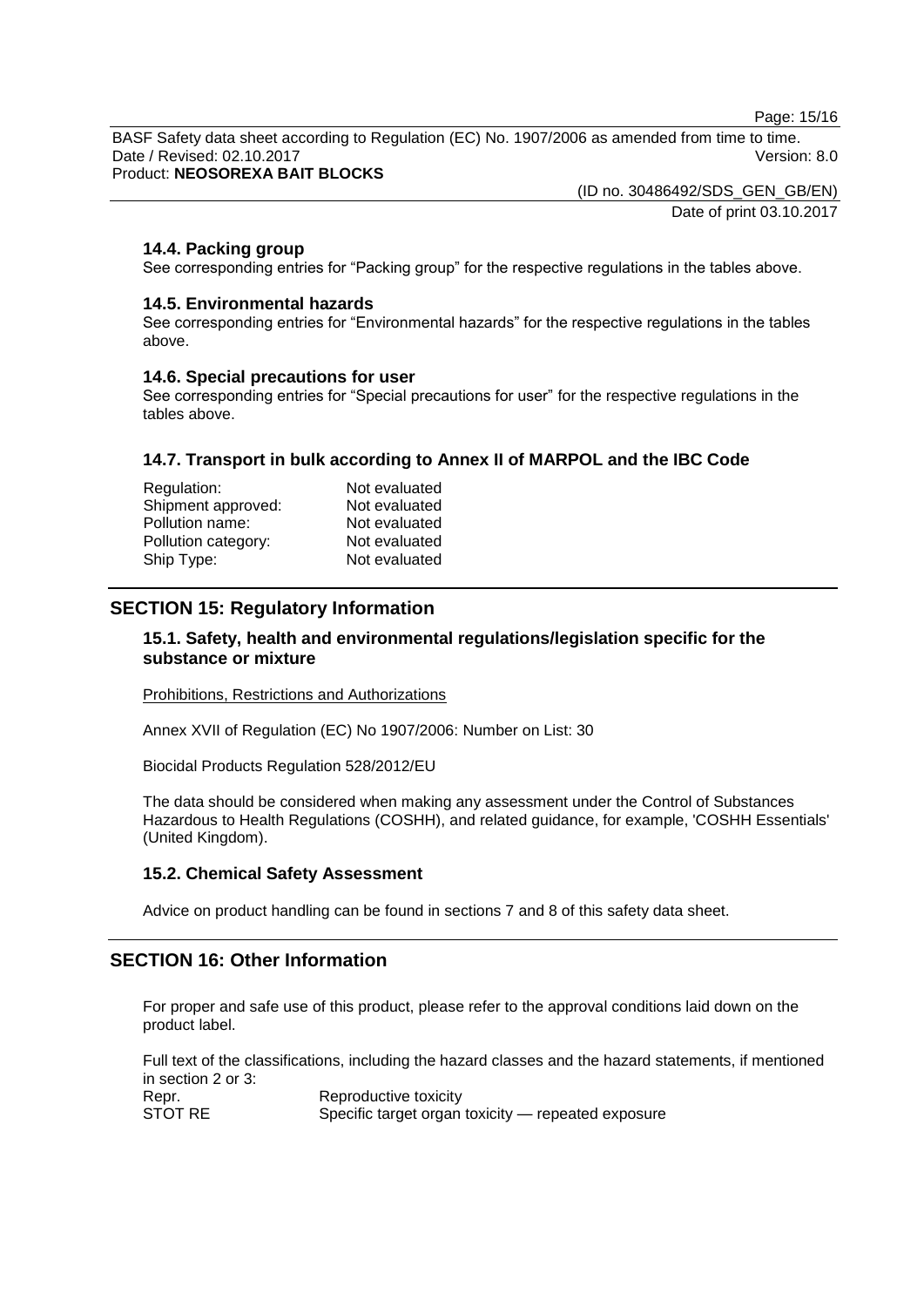### 14.4. Packing group

See corresponding entries for “Packing group” for the respective regulations in the tables above.

### 14.5. Environmental hazards

See corresponding entries for “Environmental hazards” for the respective regulations in the tables above.

### 14.6. Special precautions for user

See corresponding entries for “Special precautions for user” for the respective regulations in the tables above.

### 14.7. Transport in bulk according to Annex II of MARPOL and the IBC Code

| | |
|---|---|
| Regulation: | Not evaluated |
| Shipment approved: | Not evaluated |
| Pollution name: | Not evaluated |
| Pollution category: | Not evaluated |
| Ship Type: | Not evaluated |

## SECTION 15: Regulatory Information

### 15.1. Safety, health and environmental regulations/legislation specific for the substance or mixture

Prohibitions, Restrictions and Authorizations

Annex XVII of Regulation (EC) No 1907/2006: Number on List: 30

Biocidal Products Regulation 528/2012/EU

The data should be considered when making any assessment under the Control of Substances Hazardous to Health Regulations (COSHH), and related guidance, for example, 'COSHH Essentials' (United Kingdom).

### 15.2. Chemical Safety Assessment

Advice on product handling can be found in sections 7 and 8 of this safety data sheet.

## SECTION 16: Other Information

For proper and safe use of this product, please refer to the approval conditions laid down on the product label.

Full text of the classifications, including the hazard classes and the hazard statements, if mentioned in section 2 or 3:

| | |
|---|---|
| Repr. | Reproductive toxicity |
| STOT RE | Specific target organ toxicity — repeated exposure |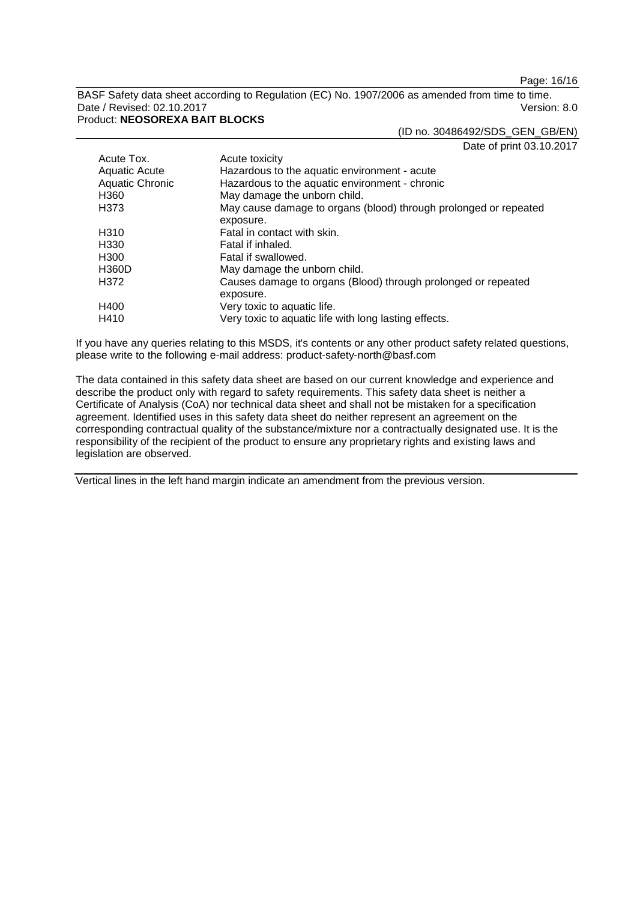| | |
|---|---|
| Acute Tox. | Acute toxicity |
| Aquatic Acute | Hazardous to the aquatic environment - acute |
| Aquatic Chronic | Hazardous to the aquatic environment - chronic |
| H360 | May damage the unborn child. |
| H373 | May cause damage to organs (blood) through prolonged or repeated exposure. |
| H310 | Fatal in contact with skin. |
| H330 | Fatal if inhaled. |
| H300 | Fatal if swallowed. |
| H360D | May damage the unborn child. |
| H372 | Causes damage to organs (Blood) through prolonged or repeated exposure. |
| H400 | Very toxic to aquatic life. |
| H410 | Very toxic to aquatic life with long lasting effects. |

If you have any queries relating to this MSDS, it's contents or any other product safety related questions, please write to the following e-mail address: product-safety-north@basf.com

The data contained in this safety data sheet are based on our current knowledge and experience and describe the product only with regard to safety requirements. This safety data sheet is neither a Certificate of Analysis (CoA) nor technical data sheet and shall not be mistaken for a specification agreement. Identified uses in this safety data sheet do neither represent an agreement on the corresponding contractual quality of the substance/mixture nor a contractually designated use. It is the responsibility of the recipient of the product to ensure any proprietary rights and existing laws and legislation are observed.

---

Vertical lines in the left hand margin indicate an amendment from the previous version.